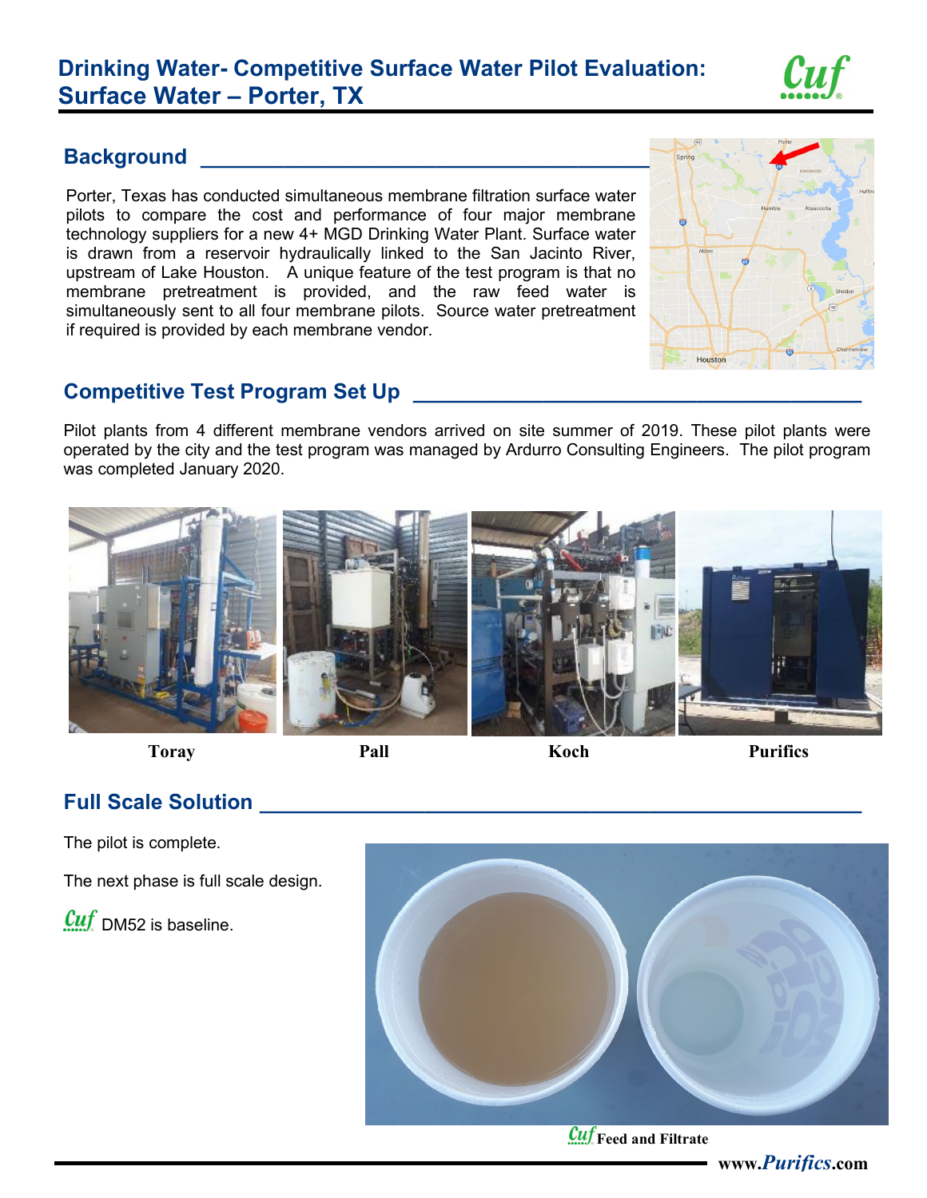# Drinking Water- Competitive Surface Water Pilot Evaluation: Surface Water – Porter, TX

## Background

Porter, Texas has conducted simultaneous membrane filtration surface water pilots to compare the cost and performance of four major membrane technology suppliers for a new 4+ MGD Drinking Water Plant. Surface water is drawn from a reservoir hydraulically linked to the San Jacinto River, upstream of Lake Houston. A unique feature of the test program is that no membrane pretreatment is provided, and the raw feed water is simultaneously sent to all four membrane pilots. Source water pretreatment if required is provided by each membrane vendor.

## Competitive Test Program Set Up

Pilot plants from 4 different membrane vendors arrived on site summer of 2019. These pilot plants were operated by the city and the test program was managed by Ardurro Consulting Engineers. The pilot program was completed January 2020.

**Toray** **Pall** **Koch** **Purifics**

## Full Scale Solution

The pilot is complete.

The next phase is full scale design.

Cuf DM52 is baseline.

Cuf Feed and Filtrate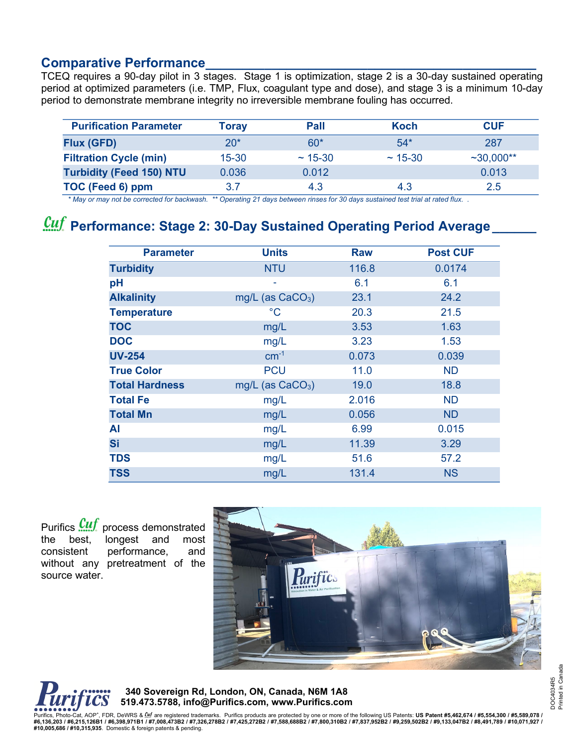## Comparative Performance

TCEQ requires a 90-day pilot in 3 stages. Stage 1 is optimization, stage 2 is a 30-day sustained operating period at optimized parameters (i.e. TMP, Flux, coagulant type and dose), and stage 3 is a minimum 10-day period to demonstrate membrane integrity no irreversible membrane fouling has occurred.

| Purification Parameter | Toray | Pall | Koch | CUF |
|---|---|---|---|---|
| Flux (GFD) | 20* | 60* | 54* | 287 |
| Filtration Cycle (min) | 15-30 | ~ 15-30 | ~ 15-30 | ~30,000** |
| Turbidity (Feed 150) NTU | 0.036 | 0.012 | | 0.013 |
| TOC (Feed 6) ppm | 3.7 | 4.3 | 4.3 | 2.5 |

*\* May or may not be corrected for backwash. \*\* Operating 21 days between rinses for 30 days sustained test trial at rated flux. .*

## Cuf Performance: Stage 2: 30-Day Sustained Operating Period Average

| Parameter | Units | Raw | Post CUF |
|---|---|---|---|
| Turbidity | NTU | 116.8 | 0.0174 |
| pH | - | 6.1 | 6.1 |
| Alkalinity | mg/L (as $CaCO_3$) | 23.1 | 24.2 |
| Temperature | °C | 20.3 | 21.5 |
| TOC | mg/L | 3.53 | 1.63 |
| DOC | mg/L | 3.23 | 1.53 |
| UV-254 | $cm^{-1}$ | 0.073 | 0.039 |
| True Color | PCU | 11.0 | ND |
| Total Hardness | mg/L (as $CaCO_3$) | 19.0 | 18.8 |
| Total Fe | mg/L | 2.016 | ND |
| Total Mn | mg/L | 0.056 | ND |
| Al | mg/L | 6.99 | 0.015 |
| Si | mg/L | 11.39 | 3.29 |
| TDS | mg/L | 51.6 | 57.2 |
| TSS | mg/L | 131.4 | NS |

Purifics Cuf process demonstrated the best, longest and most consistent performance, and without any pretreatment of the source water.

**340 Sovereign Rd, London, ON, Canada, N6M 1A8**
**519.473.5788, info@Purifics.com, www.Purifics.com**

Purifics, Photo-Cat, AOP+, FDR, DeWRS & Cuf are registered trademarks. Purifics products are protected by one or more of the following US Patents: **US Patent #5,462,674 / #5,554,300 / #5,589,078 / #6,136,203 / #6,215,126B1 / #6,398,971B1 / #7,008,473B2 / #7,326,278B2 / #7,425,272B2 / #7,588,688B2 / #7,800,310B2 / #7,837,952B2 / #9,259,502B2 / #9,133,047B2 / #8,491,789 / #10,071,927 / #10,005,686 / #10,315,935**. Domestic & foreign patents & pending.

DOC4034R5
Printed in Canada